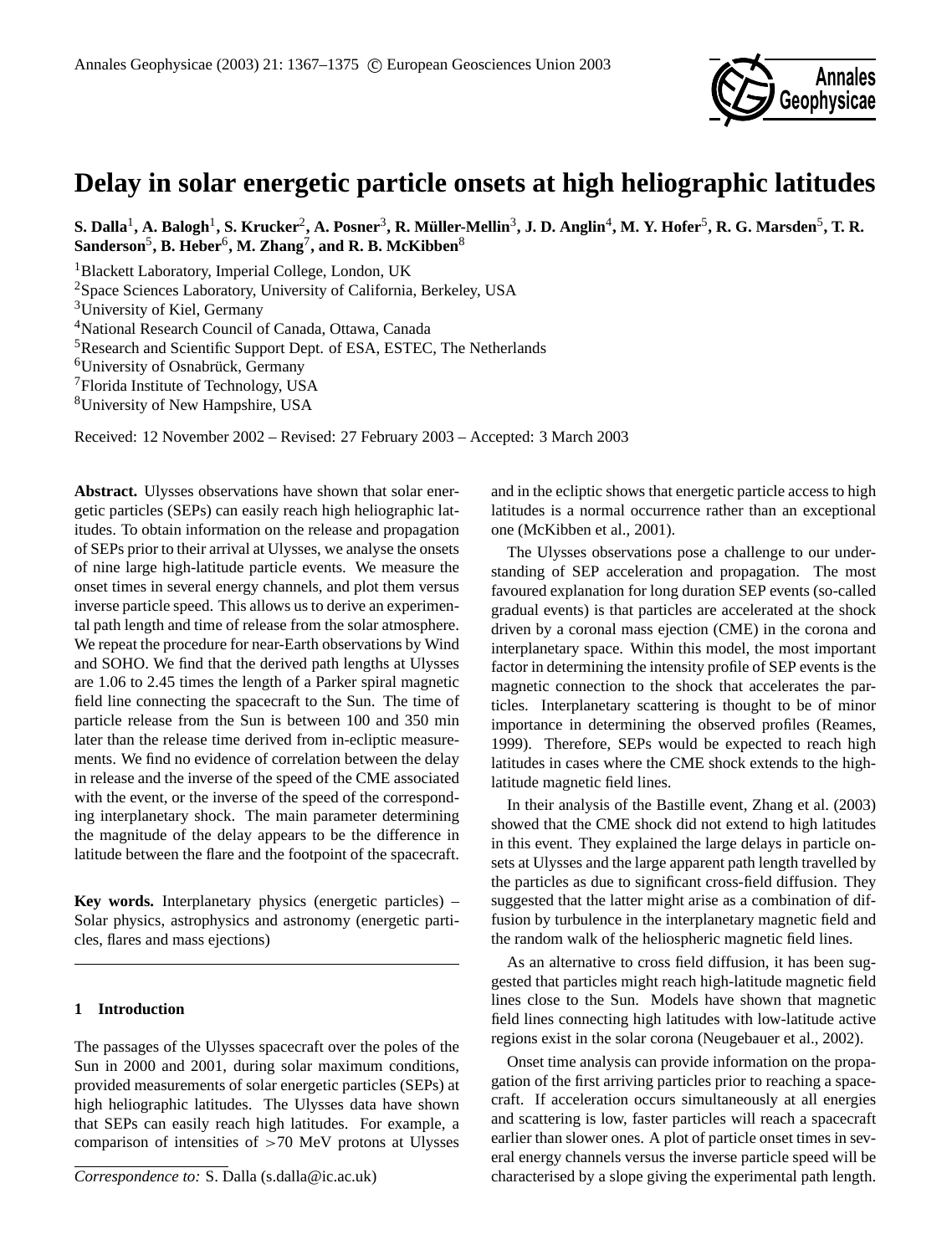# Delay in solar energetic particle onsets at high heliographic latitudes

**S. Dalla[1], A. Balogh[1], S. Krucker[2], A. Posner[3], R. Müller-Mellin[3], J. D. Anglin[4], M. Y. Hofer[5], R. G. Marsden[5], T. R. Sanderson[5], B. Heber[6], M. Zhang[7], and R. B. McKibben[8]**

[1]Blackett Laboratory, Imperial College, London, UK
[2]Space Sciences Laboratory, University of California, Berkeley, USA
[3]University of Kiel, Germany
[4]National Research Council of Canada, Ottawa, Canada
[5]Research and Scientific Support Dept. of ESA, ESTEC, The Netherlands
[6]University of Osnabrück, Germany
[7]Florida Institute of Technology, USA
[8]University of New Hampshire, USA

Received: 12 November 2002 – Revised: 27 February 2003 – Accepted: 3 March 2003

**Abstract.** Ulysses observations have shown that solar energetic particles (SEPs) can easily reach high heliographic latitudes. To obtain information on the release and propagation of SEPs prior to their arrival at Ulysses, we analyse the onsets of nine large high-latitude particle events. We measure the onset times in several energy channels, and plot them versus inverse particle speed. This allows us to derive an experimental path length and time of release from the solar atmosphere. We repeat the procedure for near-Earth observations by Wind and SOHO. We find that the derived path lengths at Ulysses are 1.06 to 2.45 times the length of a Parker spiral magnetic field line connecting the spacecraft to the Sun. The time of particle release from the Sun is between 100 and 350 min later than the release time derived from in-ecliptic measurements. We find no evidence of correlation between the delay in release and the inverse of the speed of the CME associated with the event, or the inverse of the speed of the corresponding interplanetary shock. The main parameter determining the magnitude of the delay appears to be the difference in latitude between the flare and the footpoint of the spacecraft.

**Key words.** Interplanetary physics (energetic particles) – Solar physics, astrophysics and astronomy (energetic particles, flares and mass ejections)

## 1 Introduction

The passages of the Ulysses spacecraft over the poles of the Sun in 2000 and 2001, during solar maximum conditions, provided measurements of solar energetic particles (SEPs) at high heliographic latitudes. The Ulysses data have shown that SEPs can easily reach high latitudes. For example, a comparison of intensities of >70 MeV protons at Ulysses and in the ecliptic shows that energetic particle access to high latitudes is a normal occurrence rather than an exceptional one (McKibben et al., 2001).

The Ulysses observations pose a challenge to our understanding of SEP acceleration and propagation. The most favoured explanation for long duration SEP events (so-called gradual events) is that particles are accelerated at the shock driven by a coronal mass ejection (CME) in the corona and interplanetary space. Within this model, the most important factor in determining the intensity profile of SEP events is the magnetic connection to the shock that accelerates the particles. Interplanetary scattering is thought to be of minor importance in determining the observed profiles (Reames, 1999). Therefore, SEPs would be expected to reach high latitudes in cases where the CME shock extends to the high-latitude magnetic field lines.

In their analysis of the Bastille event, Zhang et al. (2003) showed that the CME shock did not extend to high latitudes in this event. They explained the large delays in particle onsets at Ulysses and the large apparent path length travelled by the particles as due to significant cross-field diffusion. They suggested that the latter might arise as a combination of diffusion by turbulence in the interplanetary magnetic field and the random walk of the heliospheric magnetic field lines.

As an alternative to cross field diffusion, it has been suggested that particles might reach high-latitude magnetic field lines close to the Sun. Models have shown that magnetic field lines connecting high latitudes with low-latitude active regions exist in the solar corona (Neugebauer et al., 2002).

Onset time analysis can provide information on the propagation of the first arriving particles prior to reaching a spacecraft. If acceleration occurs simultaneously at all energies and scattering is low, faster particles will reach a spacecraft earlier than slower ones. A plot of particle onset times in several energy channels versus the inverse particle speed will be characterised by a slope giving the experimental path length.

*Correspondence to:* S. Dalla (s.dalla@ic.ac.uk)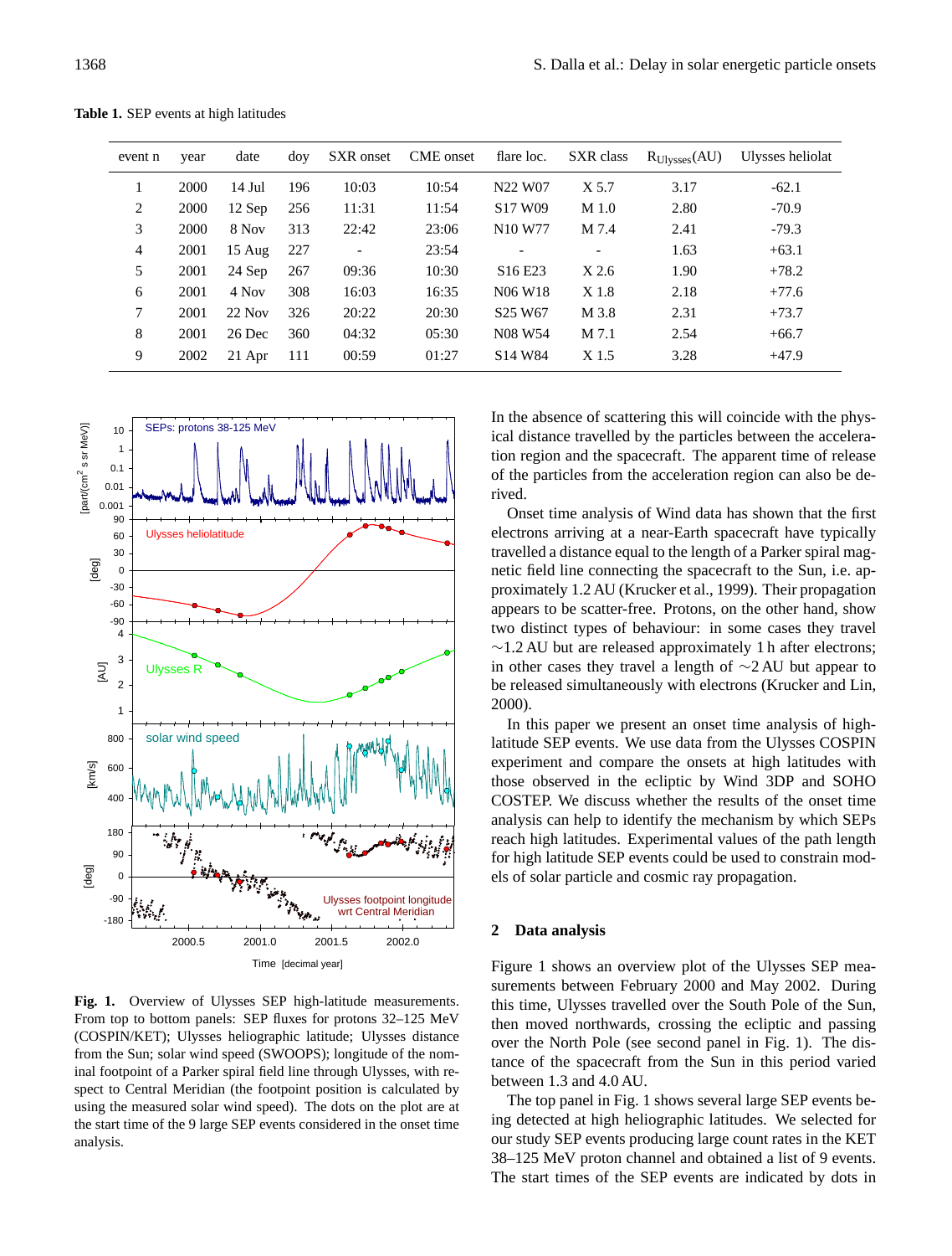**Table 1.** SEP events at high latitudes

| event n | year | date | doy | SXR onset | CME onset | flare loc. | SXR class | $R_{Ulysses}$(AU) | Ulysses heliolat |
|---|---|---|---|---|---|---|---|---|---|
| 1 | 2000 | 14 Jul | 196 | 10:03 | 10:54 | N22 W07 | X 5.7 | 3.17 | -62.1 |
| 2 | 2000 | 12 Sep | 256 | 11:31 | 11:54 | S17 W09 | M 1.0 | 2.80 | -70.9 |
| 3 | 2000 | 8 Nov | 313 | 22:42 | 23:06 | N10 W77 | M 7.4 | 2.41 | -79.3 |
| 4 | 2001 | 15 Aug | 227 | - | 23:54 | - | - | 1.63 | +63.1 |
| 5 | 2001 | 24 Sep | 267 | 09:36 | 10:30 | S16 E23 | X 2.6 | 1.90 | +78.2 |
| 6 | 2001 | 4 Nov | 308 | 16:03 | 16:35 | N06 W18 | X 1.8 | 2.18 | +77.6 |
| 7 | 2001 | 22 Nov | 326 | 20:22 | 20:30 | S25 W67 | M 3.8 | 2.31 | +73.7 |
| 8 | 2001 | 26 Dec | 360 | 04:32 | 05:30 | N08 W54 | M 7.1 | 2.54 | +66.7 |
| 9 | 2002 | 21 Apr | 111 | 00:59 | 01:27 | S14 W84 | X 1.5 | 3.28 | +47.9 |

**Fig. 1.** Overview of Ulysses SEP high-latitude measurements. From top to bottom panels: SEP fluxes for protons 32–125 MeV (COSPIN/KET); Ulysses heliographic latitude; Ulysses distance from the Sun; solar wind speed (SWOOPS); longitude of the nominal footpoint of a Parker spiral field line through Ulysses, with respect to Central Meridian (the footpoint position is calculated by using the measured solar wind speed). The dots on the plot are at the start time of the 9 large SEP events considered in the onset time analysis.

In the absence of scattering this will coincide with the physical distance travelled by the particles between the acceleration region and the spacecraft. The apparent time of release of the particles from the acceleration region can also be derived.

Onset time analysis of Wind data has shown that the first electrons arriving at a near-Earth spacecraft have typically travelled a distance equal to the length of a Parker spiral magnetic field line connecting the spacecraft to the Sun, i.e. approximately 1.2 AU (Krucker et al., 1999). Their propagation appears to be scatter-free. Protons, on the other hand, show two distinct types of behaviour: in some cases they travel ∼1.2 AU but are released approximately 1 h after electrons; in other cases they travel a length of ∼2 AU but appear to be released simultaneously with electrons (Krucker and Lin, 2000).

In this paper we present an onset time analysis of high-latitude SEP events. We use data from the Ulysses COSPIN experiment and compare the onsets at high latitudes with those observed in the ecliptic by Wind 3DP and SOHO COSTEP. We discuss whether the results of the onset time analysis can help to identify the mechanism by which SEPs reach high latitudes. Experimental values of the path length for high latitude SEP events could be used to constrain models of solar particle and cosmic ray propagation.

## 2 Data analysis

Figure 1 shows an overview plot of the Ulysses SEP measurements between February 2000 and May 2002. During this time, Ulysses travelled over the South Pole of the Sun, then moved northwards, crossing the ecliptic and passing over the North Pole (see second panel in Fig. 1). The distance of the spacecraft from the Sun in this period varied between 1.3 and 4.0 AU.

The top panel in Fig. 1 shows several large SEP events being detected at high heliographic latitudes. We selected for our study SEP events producing large count rates in the KET 38–125 MeV proton channel and obtained a list of 9 events. The start times of the SEP events are indicated by dots in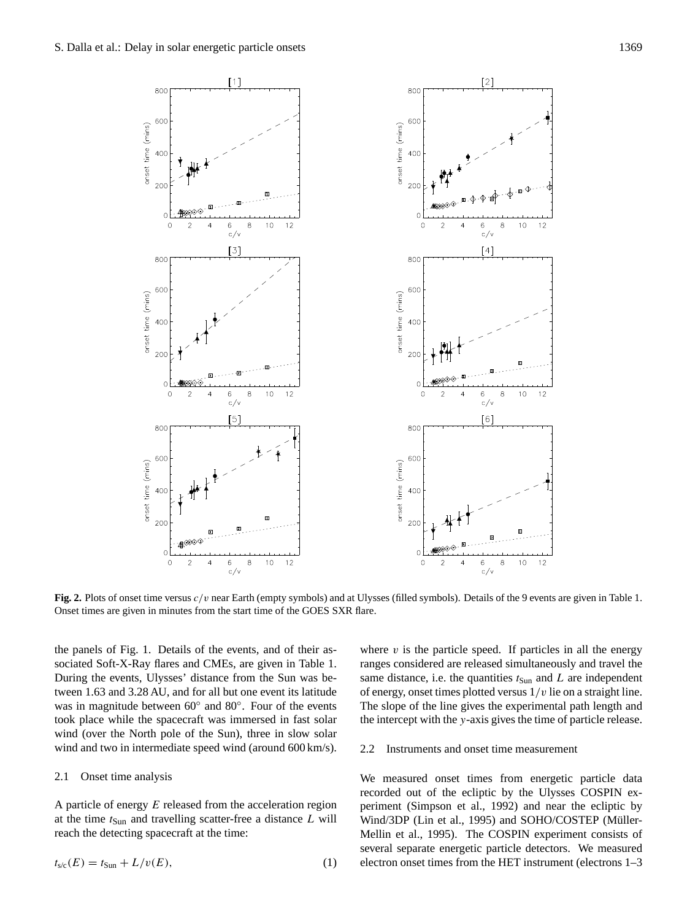**Fig. 2.** Plots of onset time versus $c/v$ near Earth (empty symbols) and at Ulysses (filled symbols). Details of the 9 events are given in Table 1. Onset times are given in minutes from the start time of the GOES SXR flare.

the panels of Fig. 1. Details of the events, and of their associated Soft-X-Ray flares and CMEs, are given in Table 1. During the events, Ulysses' distance from the Sun was between 1.63 and 3.28 AU, and for all but one event its latitude was in magnitude between 60° and 80°. Four of the events took place while the spacecraft was immersed in fast solar wind (over the North pole of the Sun), three in slow solar wind and two in intermediate speed wind (around 600 km/s).

### 2.1 Onset time analysis

A particle of energy $E$ released from the acceleration region at the time $t_{\mathrm{Sun}}$ and travelling scatter-free a distance $L$ will reach the detecting spacecraft at the time:

$$t_{\mathrm{s/c}}(E) = t_{\mathrm{Sun}} + L/v(E), \tag{1}$$

where $v$ is the particle speed. If particles in all the energy ranges considered are released simultaneously and travel the same distance, i.e. the quantities $t_{\mathrm{Sun}}$ and $L$ are independent of energy, onset times plotted versus $1/v$ lie on a straight line. The slope of the line gives the experimental path length and the intercept with the $y$-axis gives the time of particle release.

### 2.2 Instruments and onset time measurement

We measured onset times from energetic particle data recorded out of the ecliptic by the Ulysses COSPIN experiment (Simpson et al., 1992) and near the ecliptic by Wind/3DP (Lin et al., 1995) and SOHO/COSTEP (Müller-Mellin et al., 1995). The COSPIN experiment consists of several separate energetic particle detectors. We measured electron onset times from the HET instrument (electrons 1–3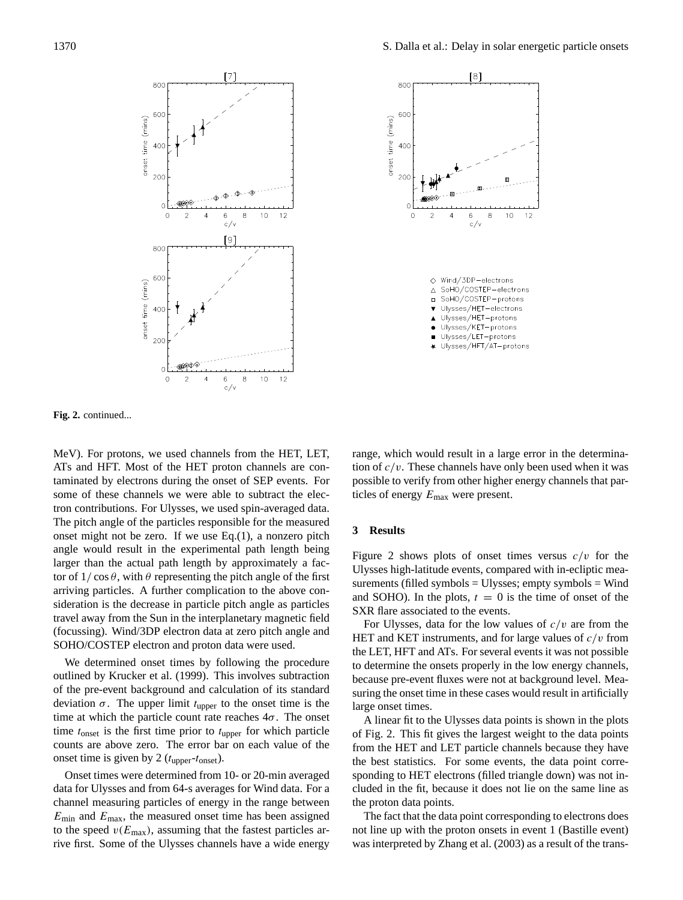**Fig. 2.** continued...

MeV). For protons, we used channels from the HET, LET, ATs and HFT. Most of the HET proton channels are contaminated by electrons during the onset of SEP events. For some of these channels we were able to subtract the electron contributions. For Ulysses, we used spin-averaged data. The pitch angle of the particles responsible for the measured onset might not be zero. If we use Eq.(1), a nonzero pitch angle would result in the experimental path length being larger than the actual path length by approximately a factor of $1/\cos\theta$, with $\theta$ representing the pitch angle of the first arriving particles. A further complication to the above consideration is the decrease in particle pitch angle as particles travel away from the Sun in the interplanetary magnetic field (focussing). Wind/3DP electron data at zero pitch angle and SOHO/COSTEP electron and proton data were used.

We determined onset times by following the procedure outlined by Krucker et al. (1999). This involves subtraction of the pre-event background and calculation of its standard deviation $\sigma$. The upper limit $t_{\text{upper}}$ to the onset time is the time at which the particle count rate reaches $4\sigma$. The onset time $t_{\text{onset}}$ is the first time prior to $t_{\text{upper}}$ for which particle counts are above zero. The error bar on each value of the onset time is given by $2\,(t_{\text{upper}}$-$t_{\text{onset}})$.

Onset times were determined from 10- or 20-min averaged data for Ulysses and from 64-s averages for Wind data. For a channel measuring particles of energy in the range between $E_{\text{min}}$ and $E_{\text{max}}$, the measured onset time has been assigned to the speed $v(E_{\text{max}})$, assuming that the fastest particles arrive first. Some of the Ulysses channels have a wide energy range, which would result in a large error in the determination of $c/v$. These channels have only been used when it was possible to verify from other higher energy channels that particles of energy $E_{\text{max}}$ were present.

## 3 Results

Figure 2 shows plots of onset times versus $c/v$ for the Ulysses high-latitude events, compared with in-ecliptic measurements (filled symbols = Ulysses; empty symbols = Wind and SOHO). In the plots, $t = 0$ is the time of onset of the SXR flare associated to the events.

For Ulysses, data for the low values of $c/v$ are from the HET and KET instruments, and for large values of $c/v$ from the LET, HFT and ATs. For several events it was not possible to determine the onsets properly in the low energy channels, because pre-event fluxes were not at background level. Measuring the onset time in these cases would result in artificially large onset times.

A linear fit to the Ulysses data points is shown in the plots of Fig. 2. This fit gives the largest weight to the data points from the HET and LET particle channels because they have the best statistics. For some events, the data point corresponding to HET electrons (filled triangle down) was not included in the fit, because it does not lie on the same line as the proton data points.

The fact that the data point corresponding to electrons does not line up with the proton onsets in event 1 (Bastille event) was interpreted by Zhang et al. (2003) as a result of the trans-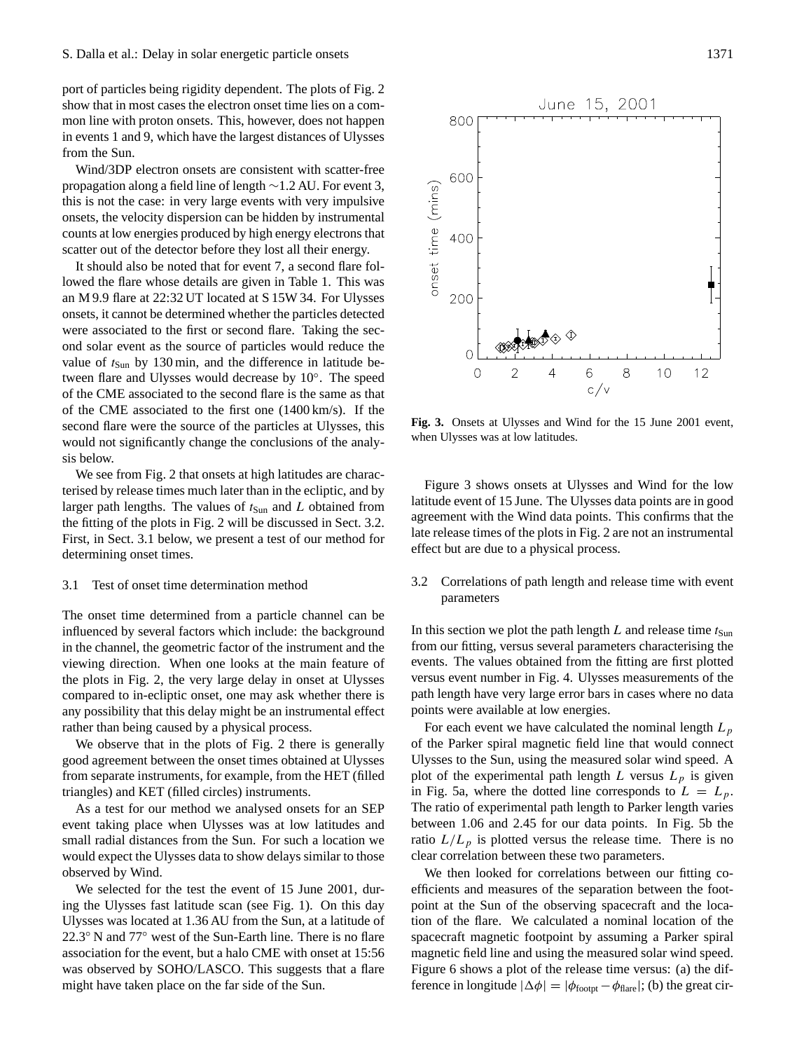port of particles being rigidity dependent. The plots of Fig. 2 show that in most cases the electron onset time lies on a common line with proton onsets. This, however, does not happen in events 1 and 9, which have the largest distances of Ulysses from the Sun.

Wind/3DP electron onsets are consistent with scatter-free propagation along a field line of length ∼1.2 AU. For event 3, this is not the case: in very large events with very impulsive onsets, the velocity dispersion can be hidden by instrumental counts at low energies produced by high energy electrons that scatter out of the detector before they lost all their energy.

It should also be noted that for event 7, a second flare followed the flare whose details are given in Table 1. This was an M 9.9 flare at 22:32 UT located at S 15W 34. For Ulysses onsets, it cannot be determined whether the particles detected were associated to the first or second flare. Taking the second solar event as the source of particles would reduce the value of $t_{\mathrm{Sun}}$ by 130 min, and the difference in latitude between flare and Ulysses would decrease by 10°. The speed of the CME associated to the second flare is the same as that of the CME associated to the first one (1400 km/s). If the second flare were the source of the particles at Ulysses, this would not significantly change the conclusions of the analysis below.

We see from Fig. 2 that onsets at high latitudes are characterised by release times much later than in the ecliptic, and by larger path lengths. The values of $t_{\mathrm{Sun}}$ and $L$ obtained from the fitting of the plots in Fig. 2 will be discussed in Sect. 3.2. First, in Sect. 3.1 below, we present a test of our method for determining onset times.

### 3.1 Test of onset time determination method

The onset time determined from a particle channel can be influenced by several factors which include: the background in the channel, the geometric factor of the instrument and the viewing direction. When one looks at the main feature of the plots in Fig. 2, the very large delay in onset at Ulysses compared to in-ecliptic onset, one may ask whether there is any possibility that this delay might be an instrumental effect rather than being caused by a physical process.

We observe that in the plots of Fig. 2 there is generally good agreement between the onset times obtained at Ulysses from separate instruments, for example, from the HET (filled triangles) and KET (filled circles) instruments.

As a test for our method we analysed onsets for an SEP event taking place when Ulysses was at low latitudes and small radial distances from the Sun. For such a location we would expect the Ulysses data to show delays similar to those observed by Wind.

We selected for the test the event of 15 June 2001, during the Ulysses fast latitude scan (see Fig. 1). On this day Ulysses was located at 1.36 AU from the Sun, at a latitude of 22.3° N and 77° west of the Sun-Earth line. There is no flare association for the event, but a halo CME with onset at 15:56 was observed by SOHO/LASCO. This suggests that a flare might have taken place on the far side of the Sun.

**Fig. 3.** Onsets at Ulysses and Wind for the 15 June 2001 event, when Ulysses was at low latitudes.

Figure 3 shows onsets at Ulysses and Wind for the low latitude event of 15 June. The Ulysses data points are in good agreement with the Wind data points. This confirms that the late release times of the plots in Fig. 2 are not an instrumental effect but are due to a physical process.

### 3.2 Correlations of path length and release time with event parameters

In this section we plot the path length $L$ and release time $t_{\mathrm{Sun}}$ from our fitting, versus several parameters characterising the events. The values obtained from the fitting are first plotted versus event number in Fig. 4. Ulysses measurements of the path length have very large error bars in cases where no data points were available at low energies.

For each event we have calculated the nominal length $L_p$ of the Parker spiral magnetic field line that would connect Ulysses to the Sun, using the measured solar wind speed. A plot of the experimental path length $L$ versus $L_p$ is given in Fig. 5a, where the dotted line corresponds to $L = L_p$. The ratio of experimental path length to Parker length varies between 1.06 and 2.45 for our data points. In Fig. 5b the ratio $L/L_p$ is plotted versus the release time. There is no clear correlation between these two parameters.

We then looked for correlations between our fitting coefficients and measures of the separation between the footpoint at the Sun of the observing spacecraft and the location of the flare. We calculated a nominal location of the spacecraft magnetic footpoint by assuming a Parker spiral magnetic field line and using the measured solar wind speed. Figure 6 shows a plot of the release time versus: (a) the difference in longitude $|\Delta\phi| = |\phi_{\mathrm{footpt}} - \phi_{\mathrm{flare}}|$; (b) the great cir-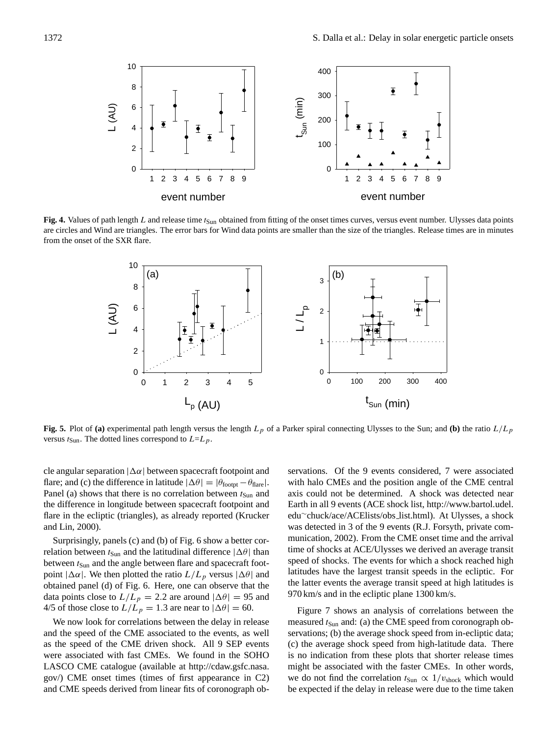**Fig. 4.** Values of path length $L$ and release time $t_{\rm Sun}$ obtained from fitting of the onset times curves, versus event number. Ulysses data points are circles and Wind are triangles. The error bars for Wind data points are smaller than the size of the triangles. Release times are in minutes from the onset of the SXR flare.

**Fig. 5.** Plot of **(a)** experimental path length versus the length $L_p$ of a Parker spiral connecting Ulysses to the Sun; and **(b)** the ratio $L/L_p$ versus $t_{\rm Sun}$. The dotted lines correspond to $L$=$L_p$.

cle angular separation $|\Delta\alpha|$ between spacecraft footpoint and flare; and (c) the difference in latitude $|\Delta\theta| = |\theta_{\rm footpt} - \theta_{\rm flare}|$. Panel (a) shows that there is no correlation between $t_{\rm Sun}$ and the difference in longitude between spacecraft footpoint and flare in the ecliptic (triangles), as already reported (Krucker and Lin, 2000).

Surprisingly, panels (c) and (b) of Fig. 6 show a better correlation between $t_{\rm Sun}$ and the latitudinal difference $|\Delta\theta|$ than between $t_{\rm Sun}$ and the angle between flare and spacecraft footpoint $|\Delta\alpha|$. We then plotted the ratio $L/L_p$ versus $|\Delta\theta|$ and obtained panel (d) of Fig. 6. Here, one can observe that the data points close to $L/L_p = 2.2$ are around $|\Delta\theta| = 95$ and 4/5 of those close to $L/L_p = 1.3$ are near to $|\Delta\theta| = 60$.

We now look for correlations between the delay in release and the speed of the CME associated to the events, as well as the speed of the CME driven shock. All 9 SEP events were associated with fast CMEs. We found in the SOHO LASCO CME catalogue (available at http://cdaw.gsfc.nasa.gov/) CME onset times (times of first appearance in C2) and CME speeds derived from linear fits of coronograph observations. Of the 9 events considered, 7 were associated with halo CMEs and the position angle of the CME central axis could not be determined. A shock was detected near Earth in all 9 events (ACE shock list, http://www.bartol.udel.edu~chuck/ace/ACElists/obs_list.html). At Ulysses, a shock was detected in 3 of the 9 events (R.J. Forsyth, private communication, 2002). From the CME onset time and the arrival time of shocks at ACE/Ulysses we derived an average transit speed of shocks. The events for which a shock reached high latitudes have the largest transit speeds in the ecliptic. For the latter events the average transit speed at high latitudes is 970 km/s and in the ecliptic plane 1300 km/s.

Figure 7 shows an analysis of correlations between the measured $t_{\rm Sun}$ and: (a) the CME speed from coronograph observations; (b) the average shock speed from in-ecliptic data; (c) the average shock speed from high-latitude data. There is no indication from these plots that shorter release times might be associated with the faster CMEs. In other words, we do not find the correlation $t_{\rm Sun} \propto 1/v_{\rm shock}$ which would be expected if the delay in release were due to the time taken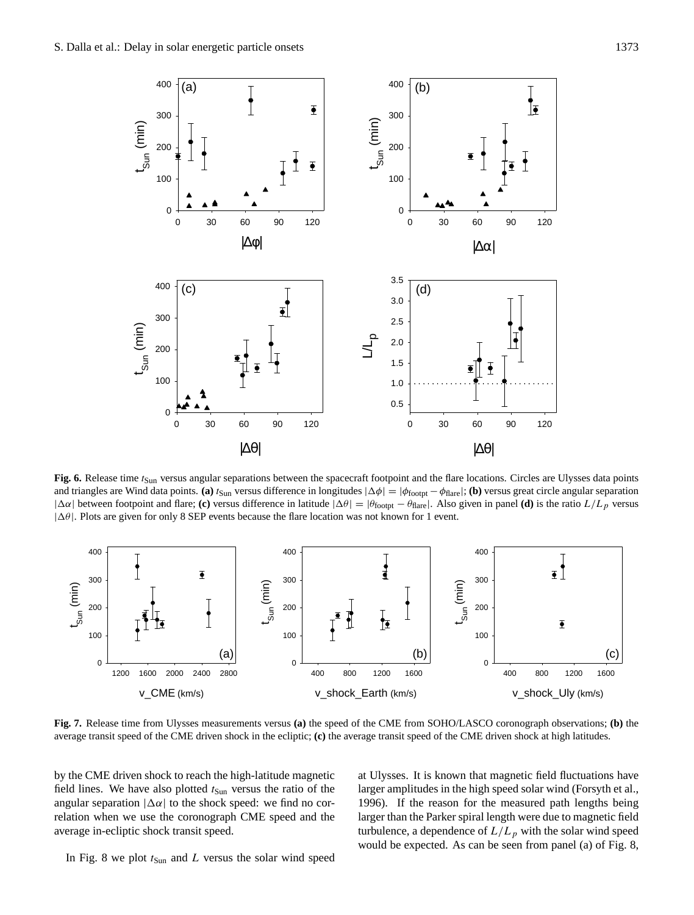**Fig. 6.** Release time $t_{\rm Sun}$ versus angular separations between the spacecraft footpoint and the flare locations. Circles are Ulysses data points and triangles are Wind data points. **(a)** $t_{\rm Sun}$ versus difference in longitudes $|\Delta\phi| = |\phi_{\rm footpt} - \phi_{\rm flare}|$; **(b)** versus great circle angular separation $|\Delta\alpha|$ between footpoint and flare; **(c)** versus difference in latitude $|\Delta\theta| = |\theta_{\rm footpt} - \theta_{\rm flare}|$. Also given in panel **(d)** is the ratio $L/L_p$ versus $|\Delta\theta|$. Plots are given for only 8 SEP events because the flare location was not known for 1 event.

**Fig. 7.** Release time from Ulysses measurements versus **(a)** the speed of the CME from SOHO/LASCO coronograph observations; **(b)** the average transit speed of the CME driven shock in the ecliptic; **(c)** the average transit speed of the CME driven shock at high latitudes.

by the CME driven shock to reach the high-latitude magnetic field lines. We have also plotted $t_{\rm Sun}$ versus the ratio of the angular separation $|\Delta\alpha|$ to the shock speed: we find no correlation when we use the coronograph CME speed and the average in-ecliptic shock transit speed.

In Fig. 8 we plot $t_{\rm Sun}$ and $L$ versus the solar wind speed at Ulysses. It is known that magnetic field fluctuations have larger amplitudes in the high speed solar wind (Forsyth et al., 1996). If the reason for the measured path lengths being larger than the Parker spiral length were due to magnetic field turbulence, a dependence of $L/L_p$ with the solar wind speed would be expected. As can be seen from panel (a) of Fig. 8,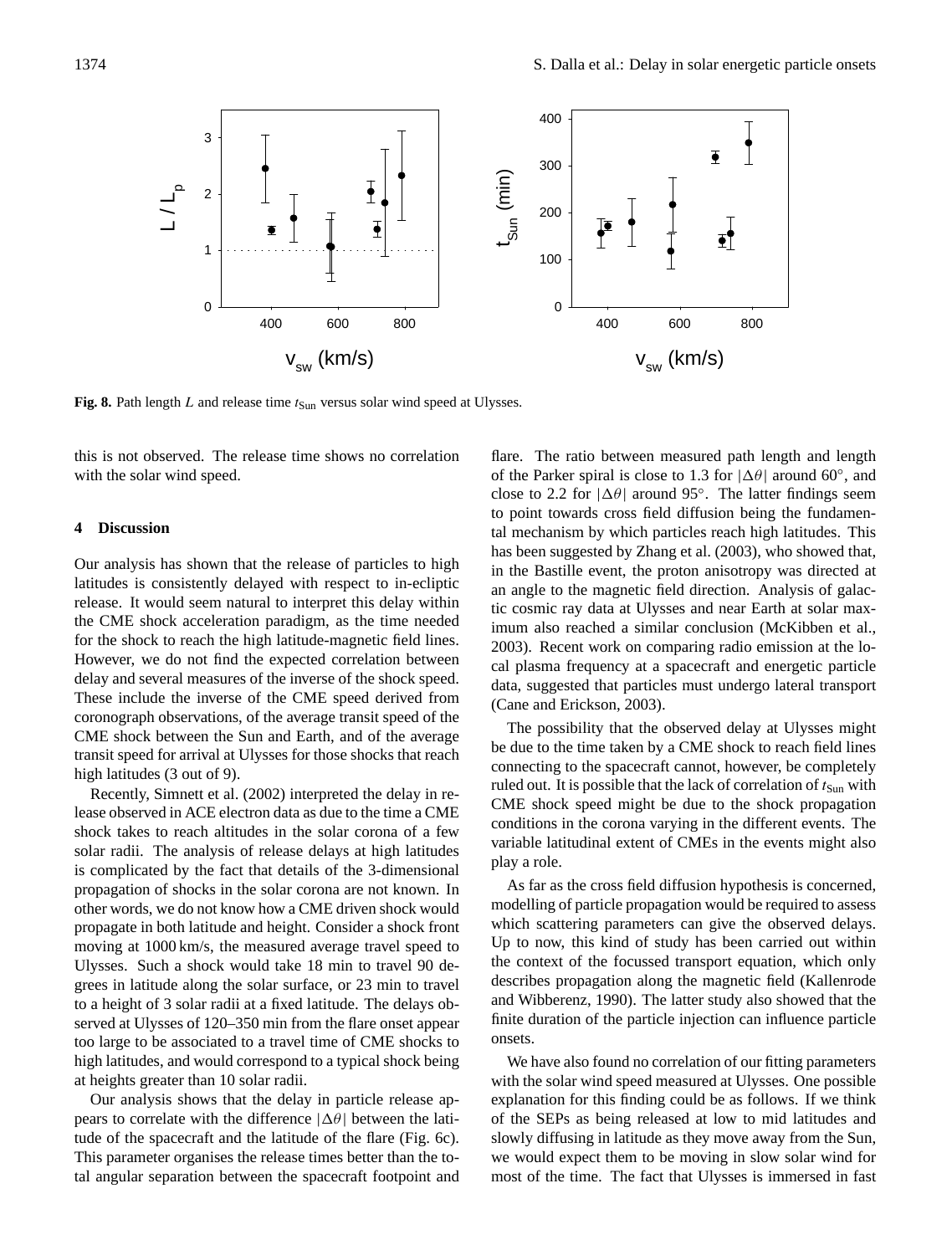**Fig. 8.** Path length $L$ and release time $t_{\text{Sun}}$ versus solar wind speed at Ulysses.

this is not observed. The release time shows no correlation with the solar wind speed.

## 4 Discussion

Our analysis has shown that the release of particles to high latitudes is consistently delayed with respect to in-ecliptic release. It would seem natural to interpret this delay within the CME shock acceleration paradigm, as the time needed for the shock to reach the high latitude-magnetic field lines. However, we do not find the expected correlation between delay and several measures of the inverse of the shock speed. These include the inverse of the CME speed derived from coronograph observations, of the average transit speed of the CME shock between the Sun and Earth, and of the average transit speed for arrival at Ulysses for those shocks that reach high latitudes (3 out of 9).

Recently, Simnett et al. (2002) interpreted the delay in release observed in ACE electron data as due to the time a CME shock takes to reach altitudes in the solar corona of a few solar radii. The analysis of release delays at high latitudes is complicated by the fact that details of the 3-dimensional propagation of shocks in the solar corona are not known. In other words, we do not know how a CME driven shock would propagate in both latitude and height. Consider a shock front moving at 1000 km/s, the measured average travel speed to Ulysses. Such a shock would take 18 min to travel 90 degrees in latitude along the solar surface, or 23 min to travel to a height of 3 solar radii at a fixed latitude. The delays observed at Ulysses of 120–350 min from the flare onset appear too large to be associated to a travel time of CME shocks to high latitudes, and would correspond to a typical shock being at heights greater than 10 solar radii.

Our analysis shows that the delay in particle release appears to correlate with the difference $|\Delta\theta|$ between the latitude of the spacecraft and the latitude of the flare (Fig. 6c). This parameter organises the release times better than the total angular separation between the spacecraft footpoint and flare. The ratio between measured path length and length of the Parker spiral is close to 1.3 for $|\Delta\theta|$ around 60°, and close to 2.2 for $|\Delta\theta|$ around 95°. The latter findings seem to point towards cross field diffusion being the fundamental mechanism by which particles reach high latitudes. This has been suggested by Zhang et al. (2003), who showed that, in the Bastille event, the proton anisotropy was directed at an angle to the magnetic field direction. Analysis of galactic cosmic ray data at Ulysses and near Earth at solar maximum also reached a similar conclusion (McKibben et al., 2003). Recent work on comparing radio emission at the local plasma frequency at a spacecraft and energetic particle data, suggested that particles must undergo lateral transport (Cane and Erickson, 2003).

The possibility that the observed delay at Ulysses might be due to the time taken by a CME shock to reach field lines connecting to the spacecraft cannot, however, be completely ruled out. It is possible that the lack of correlation of $t_{\text{Sun}}$ with CME shock speed might be due to the shock propagation conditions in the corona varying in the different events. The variable latitudinal extent of CMEs in the events might also play a role.

As far as the cross field diffusion hypothesis is concerned, modelling of particle propagation would be required to assess which scattering parameters can give the observed delays. Up to now, this kind of study has been carried out within the context of the focussed transport equation, which only describes propagation along the magnetic field (Kallenrode and Wibberenz, 1990). The latter study also showed that the finite duration of the particle injection can influence particle onsets.

We have also found no correlation of our fitting parameters with the solar wind speed measured at Ulysses. One possible explanation for this finding could be as follows. If we think of the SEPs as being released at low to mid latitudes and slowly diffusing in latitude as they move away from the Sun, we would expect them to be moving in slow solar wind for most of the time. The fact that Ulysses is immersed in fast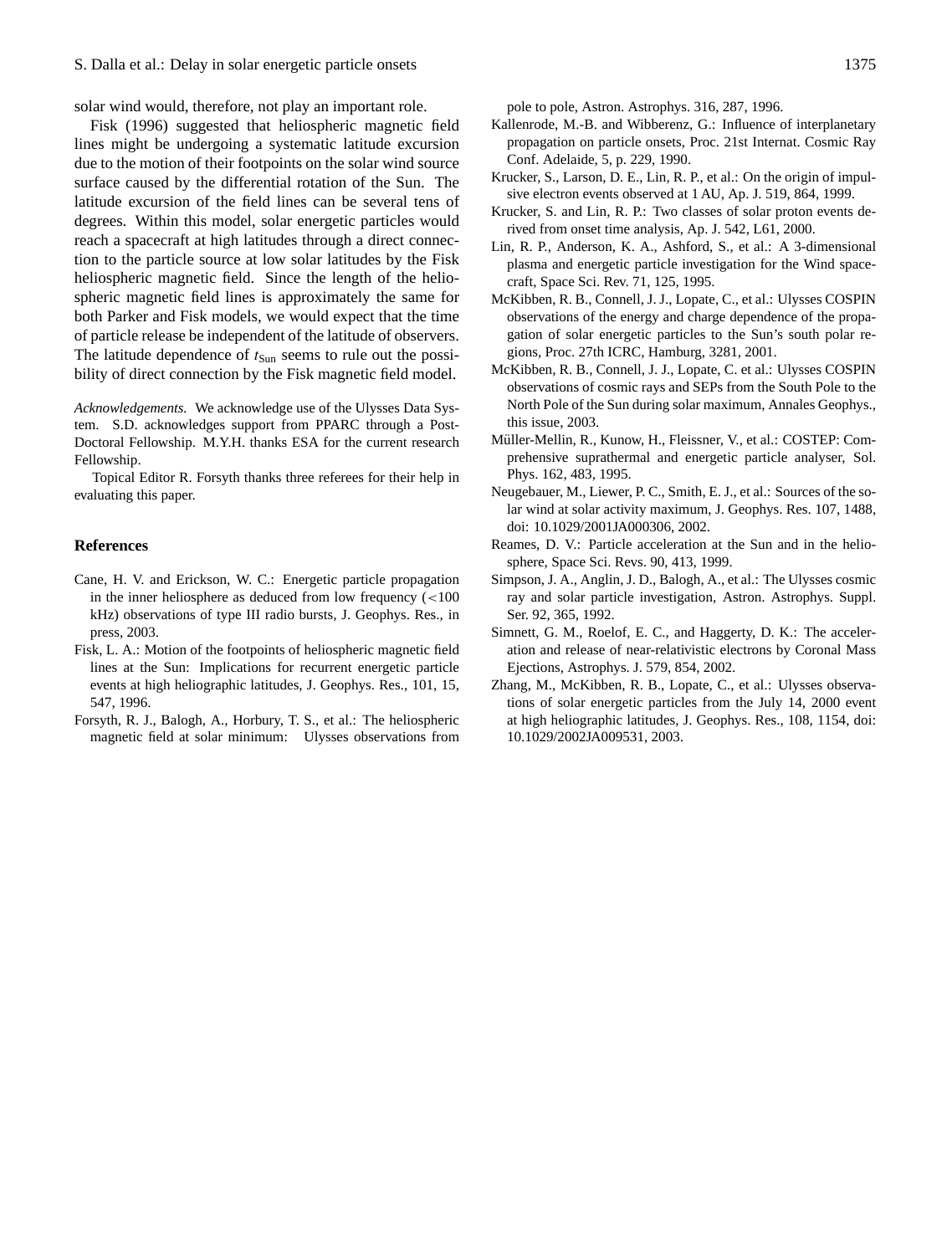solar wind would, therefore, not play an important role.

Fisk (1996) suggested that heliospheric magnetic field lines might be undergoing a systematic latitude excursion due to the motion of their footpoints on the solar wind source surface caused by the differential rotation of the Sun. The latitude excursion of the field lines can be several tens of degrees. Within this model, solar energetic particles would reach a spacecraft at high latitudes through a direct connection to the particle source at low solar latitudes by the Fisk heliospheric magnetic field. Since the length of the heliospheric magnetic field lines is approximately the same for both Parker and Fisk models, we would expect that the time of particle release be independent of the latitude of observers. The latitude dependence of $t_{\mathrm{Sun}}$ seems to rule out the possibility of direct connection by the Fisk magnetic field model.

*Acknowledgements.* We acknowledge use of the Ulysses Data System. S.D. acknowledges support from PPARC through a Post-Doctoral Fellowship. M.Y.H. thanks ESA for the current research Fellowship.

Topical Editor R. Forsyth thanks three referees for their help in evaluating this paper.

## References

Cane, H. V. and Erickson, W. C.: Energetic particle propagation in the inner heliosphere as deduced from low frequency (<100 kHz) observations of type III radio bursts, J. Geophys. Res., in press, 2003.

Fisk, L. A.: Motion of the footpoints of heliospheric magnetic field lines at the Sun: Implications for recurrent energetic particle events at high heliographic latitudes, J. Geophys. Res., 101, 15, 547, 1996.

Forsyth, R. J., Balogh, A., Horbury, T. S., et al.: The heliospheric magnetic field at solar minimum: Ulysses observations from pole to pole, Astron. Astrophys. 316, 287, 1996.

Kallenrode, M.-B. and Wibberenz, G.: Influence of interplanetary propagation on particle onsets, Proc. 21st Internat. Cosmic Ray Conf. Adelaide, 5, p. 229, 1990.

Krucker, S., Larson, D. E., Lin, R. P., et al.: On the origin of impulsive electron events observed at 1 AU, Ap. J. 519, 864, 1999.

Krucker, S. and Lin, R. P.: Two classes of solar proton events derived from onset time analysis, Ap. J. 542, L61, 2000.

Lin, R. P., Anderson, K. A., Ashford, S., et al.: A 3-dimensional plasma and energetic particle investigation for the Wind spacecraft, Space Sci. Rev. 71, 125, 1995.

McKibben, R. B., Connell, J. J., Lopate, C., et al.: Ulysses COSPIN observations of the energy and charge dependence of the propagation of solar energetic particles to the Sun's south polar regions, Proc. 27th ICRC, Hamburg, 3281, 2001.

McKibben, R. B., Connell, J. J., Lopate, C. et al.: Ulysses COSPIN observations of cosmic rays and SEPs from the South Pole to the North Pole of the Sun during solar maximum, Annales Geophys., this issue, 2003.

Müller-Mellin, R., Kunow, H., Fleissner, V., et al.: COSTEP: Comprehensive suprathermal and energetic particle analyser, Sol. Phys. 162, 483, 1995.

Neugebauer, M., Liewer, P. C., Smith, E. J., et al.: Sources of the solar wind at solar activity maximum, J. Geophys. Res. 107, 1488, doi: 10.1029/2001JA000306, 2002.

Reames, D. V.: Particle acceleration at the Sun and in the heliosphere, Space Sci. Revs. 90, 413, 1999.

Simpson, J. A., Anglin, J. D., Balogh, A., et al.: The Ulysses cosmic ray and solar particle investigation, Astron. Astrophys. Suppl. Ser. 92, 365, 1992.

Simnett, G. M., Roelof, E. C., and Haggerty, D. K.: The acceleration and release of near-relativistic electrons by Coronal Mass Ejections, Astrophys. J. 579, 854, 2002.

Zhang, M., McKibben, R. B., Lopate, C., et al.: Ulysses observations of solar energetic particles from the July 14, 2000 event at high heliographic latitudes, J. Geophys. Res., 108, 1154, doi: 10.1029/2002JA009531, 2003.